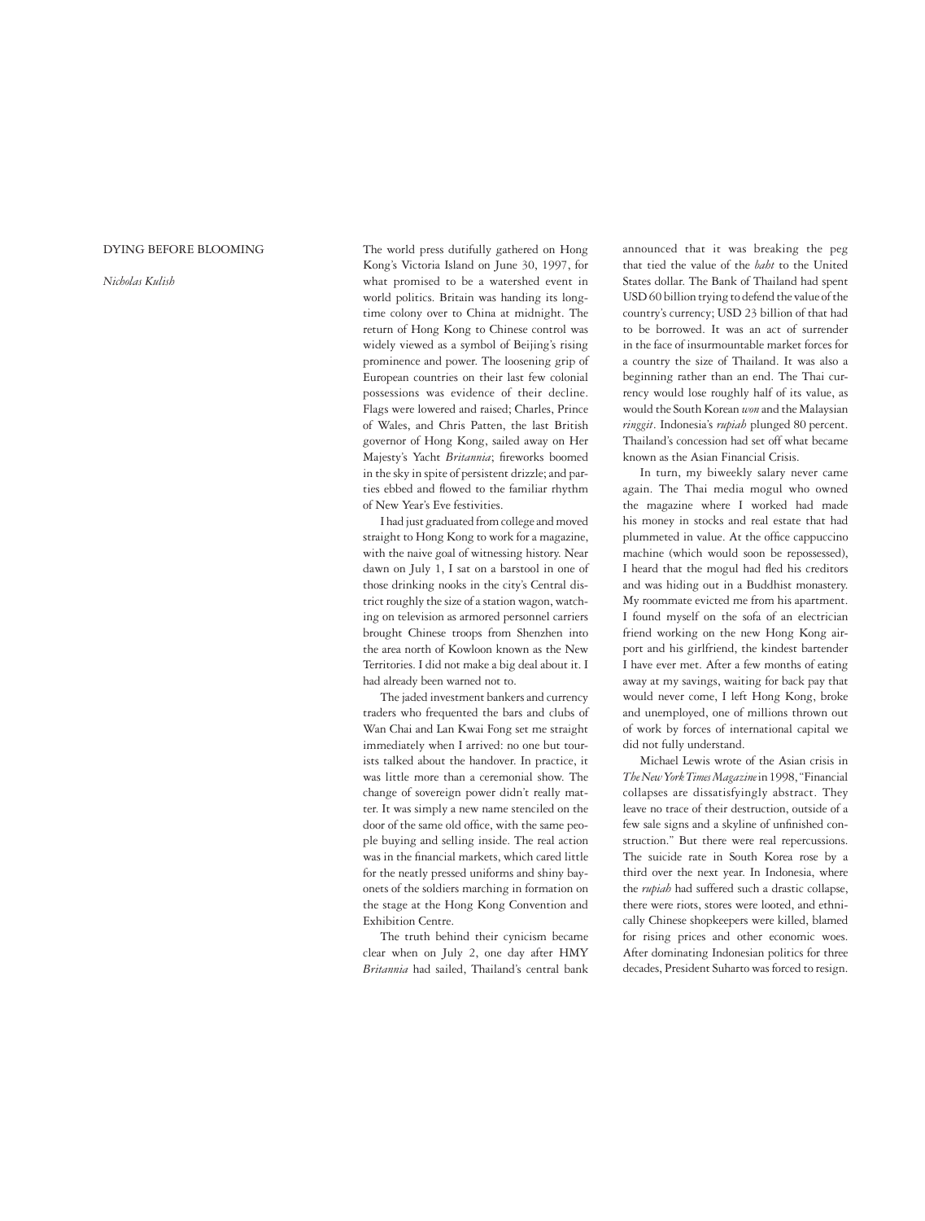# DYING BEFORE BLOOMING

*Nicholas Kulish*

The world press dutifully gathered on Hong Kong's Victoria Island on June 30, 1997, for what promised to be a watershed event in world politics. Britain was handing its longtime colony over to China at midnight. The return of Hong Kong to Chinese control was widely viewed as a symbol of Beijing's rising prominence and power. The loosening grip of European countries on their last few colonial possessions was evidence of their decline. Flags were lowered and raised; Charles, Prince of Wales, and Chris Patten, the last British governor of Hong Kong, sailed away on Her Majesty's Yacht *Britannia*; fireworks boomed in the sky in spite of persistent drizzle; and parties ebbed and flowed to the familiar rhythm of New Year's Eve festivities.

I had just graduated from college and moved straight to Hong Kong to work for a magazine, with the naive goal of witnessing history. Near dawn on July 1, I sat on a barstool in one of those drinking nooks in the city's Central district roughly the size of a station wagon, watching on television as armored personnel carriers brought Chinese troops from Shenzhen into the area north of Kowloon known as the New Territories. I did not make a big deal about it. I had already been warned not to.

The jaded investment bankers and currency traders who frequented the bars and clubs of Wan Chai and Lan Kwai Fong set me straight immediately when I arrived: no one but tourists talked about the handover. In practice, it was little more than a ceremonial show. The change of sovereign power didn't really matter. It was simply a new name stenciled on the door of the same old office, with the same people buying and selling inside. The real action was in the financial markets, which cared little for the neatly pressed uniforms and shiny bayonets of the soldiers marching in formation on the stage at the Hong Kong Convention and Exhibition Centre.

The truth behind their cynicism became clear when on July 2, one day after HMY *Britannia* had sailed, Thailand's central bank announced that it was breaking the peg that tied the value of the *baht* to the United States dollar. The Bank of Thailand had spent USD 60 billion trying to defend the value of the country's currency; USD 23 billion of that had to be borrowed. It was an act of surrender in the face of insurmountable market forces for a country the size of Thailand. It was also a beginning rather than an end. The Thai currency would lose roughly half of its value, as would the South Korean *won* and the Malaysian *ringgit*. Indonesia's *rupiah* plunged 80 percent. Thailand's concession had set off what became known as the Asian Financial Crisis.

In turn, my biweekly salary never came again. The Thai media mogul who owned the magazine where I worked had made his money in stocks and real estate that had plummeted in value. At the office cappuccino machine (which would soon be repossessed), I heard that the mogul had fled his creditors and was hiding out in a Buddhist monastery. My roommate evicted me from his apartment. I found myself on the sofa of an electrician friend working on the new Hong Kong airport and his girlfriend, the kindest bartender I have ever met. After a few months of eating away at my savings, waiting for back pay that would never come, I left Hong Kong, broke and unemployed, one of millions thrown out of work by forces of international capital we did not fully understand.

Michael Lewis wrote of the Asian crisis in *The New York Times Magazine* in 1998, "Financial collapses are dissatisfyingly abstract. They leave no trace of their destruction, outside of a few sale signs and a skyline of unfinished construction." But there were real repercussions. The suicide rate in South Korea rose by a third over the next year. In Indonesia, where the *rupiah* had suffered such a drastic collapse, there were riots, stores were looted, and ethnically Chinese shopkeepers were killed, blamed for rising prices and other economic woes. After dominating Indonesian politics for three decades, President Suharto was forced to resign.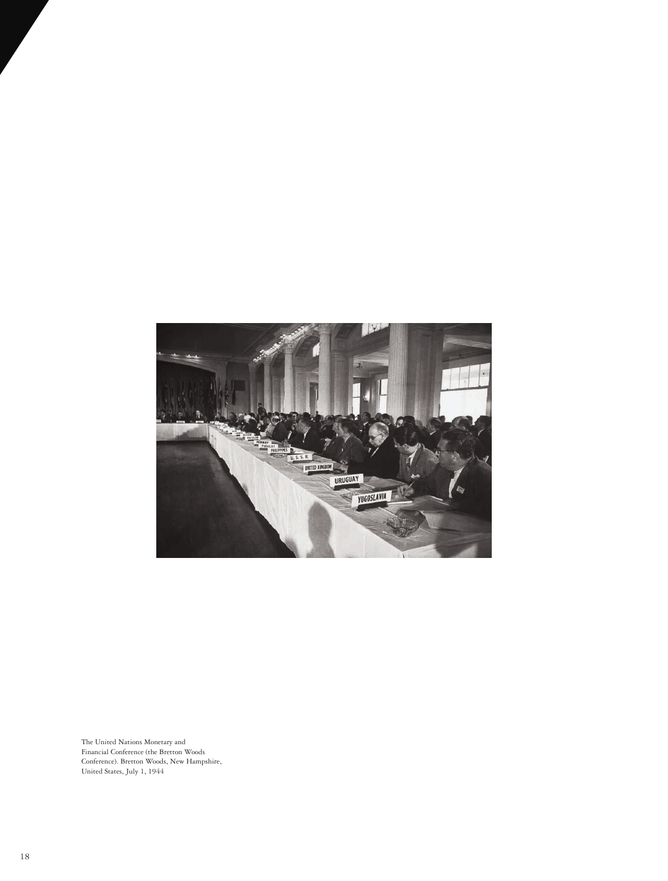The United Nations Monetary and Financial Conference (the Bretton Woods Conference). Bretton Woods, New Hampshire, United States, July 1, 1944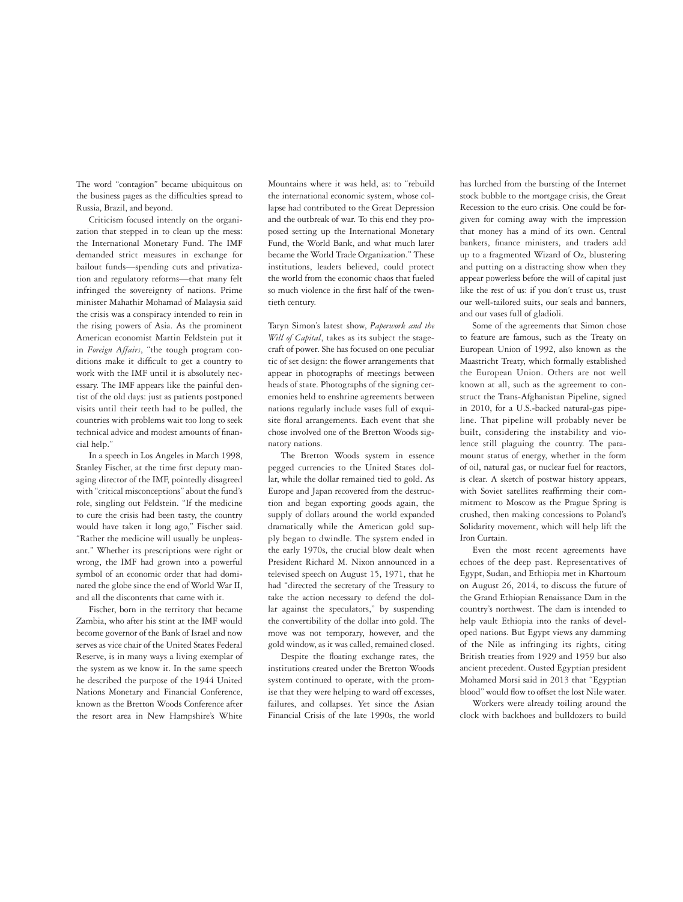The word "contagion" became ubiquitous on the business pages as the difficulties spread to Russia, Brazil, and beyond.

Criticism focused intently on the organization that stepped in to clean up the mess: the International Monetary Fund. The IMF demanded strict measures in exchange for bailout funds—spending cuts and privatization and regulatory reforms—that many felt infringed the sovereignty of nations. Prime minister Mahathir Mohamad of Malaysia said the crisis was a conspiracy intended to rein in the rising powers of Asia. As the prominent American economist Martin Feldstein put it in *Foreign Affairs*, "the tough program conditions make it difficult to get a country to work with the IMF until it is absolutely necessary. The IMF appears like the painful dentist of the old days: just as patients postponed visits until their teeth had to be pulled, the countries with problems wait too long to seek technical advice and modest amounts of financial help."

In a speech in Los Angeles in March 1998, Stanley Fischer, at the time first deputy managing director of the IMF, pointedly disagreed with "critical misconceptions" about the fund's role, singling out Feldstein. "If the medicine to cure the crisis had been tasty, the country would have taken it long ago," Fischer said. "Rather the medicine will usually be unpleasant." Whether its prescriptions were right or wrong, the IMF had grown into a powerful symbol of an economic order that had dominated the globe since the end of World War II, and all the discontents that came with it.

Fischer, born in the territory that became Zambia, who after his stint at the IMF would become governor of the Bank of Israel and now serves as vice chair of the United States Federal Reserve, is in many ways a living exemplar of the system as we know it. In the same speech he described the purpose of the 1944 United Nations Monetary and Financial Conference, known as the Bretton Woods Conference after the resort area in New Hampshire's White Mountains where it was held, as: to "rebuild the international economic system, whose collapse had contributed to the Great Depression and the outbreak of war. To this end they proposed setting up the International Monetary Fund, the World Bank, and what much later became the World Trade Organization." These institutions, leaders believed, could protect the world from the economic chaos that fueled so much violence in the first half of the twentieth century.

Taryn Simon's latest show, *Paperwork and the Will of Capital*, takes as its subject the stagecraft of power. She has focused on one peculiar tic of set design: the flower arrangements that appear in photographs of meetings between heads of state. Photographs of the signing ceremonies held to enshrine agreements between nations regularly include vases full of exquisite floral arrangements. Each event that she chose involved one of the Bretton Woods signatory nations.

The Bretton Woods system in essence pegged currencies to the United States dollar, while the dollar remained tied to gold. As Europe and Japan recovered from the destruction and began exporting goods again, the supply of dollars around the world expanded dramatically while the American gold supply began to dwindle. The system ended in the early 1970s, the crucial blow dealt when President Richard M. Nixon announced in a televised speech on August 15, 1971, that he had "directed the secretary of the Treasury to take the action necessary to defend the dollar against the speculators," by suspending the convertibility of the dollar into gold. The move was not temporary, however, and the gold window, as it was called, remained closed.

Despite the floating exchange rates, the institutions created under the Bretton Woods system continued to operate, with the promise that they were helping to ward off excesses, failures, and collapses. Yet since the Asian Financial Crisis of the late 1990s, the world has lurched from the bursting of the Internet stock bubble to the mortgage crisis, the Great Recession to the euro crisis. One could be forgiven for coming away with the impression that money has a mind of its own. Central bankers, finance ministers, and traders add up to a fragmented Wizard of Oz, blustering and putting on a distracting show when they appear powerless before the will of capital just like the rest of us: if you don't trust us, trust our well-tailored suits, our seals and banners, and our vases full of gladioli.

Some of the agreements that Simon chose to feature are famous, such as the Treaty on European Union of 1992, also known as the Maastricht Treaty, which formally established the European Union. Others are not well known at all, such as the agreement to construct the Trans-Afghanistan Pipeline, signed in 2010, for a U.S.-backed natural-gas pipeline. That pipeline will probably never be built, considering the instability and violence still plaguing the country. The paramount status of energy, whether in the form of oil, natural gas, or nuclear fuel for reactors, is clear. A sketch of postwar history appears, with Soviet satellites reaffirming their commitment to Moscow as the Prague Spring is crushed, then making concessions to Poland's Solidarity movement, which will help lift the Iron Curtain.

Even the most recent agreements have echoes of the deep past. Representatives of Egypt, Sudan, and Ethiopia met in Khartoum on August 26, 2014, to discuss the future of the Grand Ethiopian Renaissance Dam in the country's northwest. The dam is intended to help vault Ethiopia into the ranks of developed nations. But Egypt views any damming of the Nile as infringing its rights, citing British treaties from 1929 and 1959 but also ancient precedent. Ousted Egyptian president Mohamed Morsi said in 2013 that "Egyptian blood" would flow to offset the lost Nile water.

Workers were already toiling around the clock with backhoes and bulldozers to build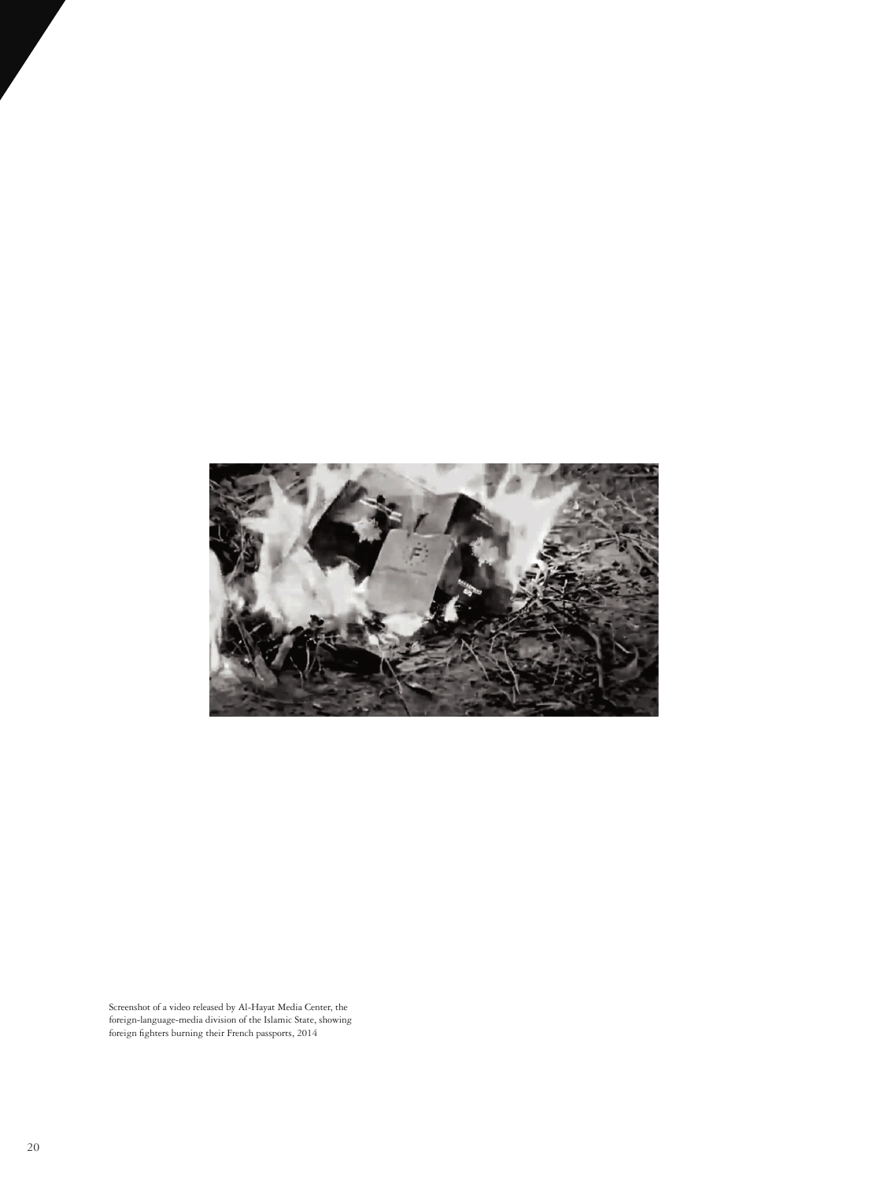Screenshot of a video released by Al-Hayat Media Center, the foreign-language-media division of the Islamic State, showing foreign fighters burning their French passports, 2014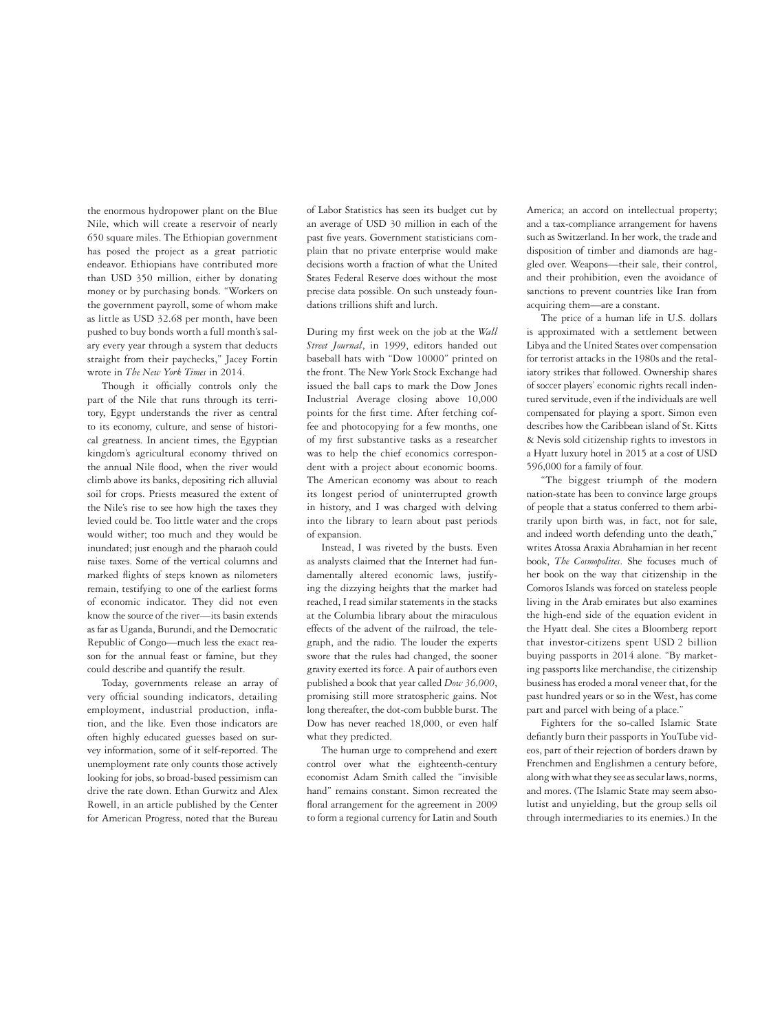the enormous hydropower plant on the Blue Nile, which will create a reservoir of nearly 650 square miles. The Ethiopian government has posed the project as a great patriotic endeavor. Ethiopians have contributed more than USD 350 million, either by donating money or by purchasing bonds. "Workers on the government payroll, some of whom make as little as USD 32.68 per month, have been pushed to buy bonds worth a full month's salary every year through a system that deducts straight from their paychecks," Jacey Fortin wrote in *The New York Times* in 2014.

Though it officially controls only the part of the Nile that runs through its territory, Egypt understands the river as central to its economy, culture, and sense of historical greatness. In ancient times, the Egyptian kingdom's agricultural economy thrived on the annual Nile flood, when the river would climb above its banks, depositing rich alluvial soil for crops. Priests measured the extent of the Nile's rise to see how high the taxes they levied could be. Too little water and the crops would wither; too much and they would be inundated; just enough and the pharaoh could raise taxes. Some of the vertical columns and marked flights of steps known as nilometers remain, testifying to one of the earliest forms of economic indicator. They did not even know the source of the river—its basin extends as far as Uganda, Burundi, and the Democratic Republic of Congo—much less the exact reason for the annual feast or famine, but they could describe and quantify the result.

Today, governments release an array of very official sounding indicators, detailing employment, industrial production, inflation, and the like. Even those indicators are often highly educated guesses based on survey information, some of it self-reported. The unemployment rate only counts those actively looking for jobs, so broad-based pessimism can drive the rate down. Ethan Gurwitz and Alex Rowell, in an article published by the Center for American Progress, noted that the Bureau of Labor Statistics has seen its budget cut by an average of USD 30 million in each of the past five years. Government statisticians complain that no private enterprise would make decisions worth a fraction of what the United States Federal Reserve does without the most precise data possible. On such unsteady foundations trillions shift and lurch.

During my first week on the job at the *Wall Street Journal*, in 1999, editors handed out baseball hats with "Dow 10000" printed on the front. The New York Stock Exchange had issued the ball caps to mark the Dow Jones Industrial Average closing above 10,000 points for the first time. After fetching coffee and photocopying for a few months, one of my first substantive tasks as a researcher was to help the chief economics correspondent with a project about economic booms. The American economy was about to reach its longest period of uninterrupted growth in history, and I was charged with delving into the library to learn about past periods of expansion.

Instead, I was riveted by the busts. Even as analysts claimed that the Internet had fundamentally altered economic laws, justifying the dizzying heights that the market had reached, I read similar statements in the stacks at the Columbia library about the miraculous effects of the advent of the railroad, the telegraph, and the radio. The louder the experts swore that the rules had changed, the sooner gravity exerted its force. A pair of authors even published a book that year called *Dow 36,000*, promising still more stratospheric gains. Not long thereafter, the dot-com bubble burst. The Dow has never reached 18,000, or even half what they predicted.

The human urge to comprehend and exert control over what the eighteenth-century economist Adam Smith called the "invisible hand" remains constant. Simon recreated the floral arrangement for the agreement in 2009 to form a regional currency for Latin and South America; an accord on intellectual property; and a tax-compliance arrangement for havens such as Switzerland. In her work, the trade and disposition of timber and diamonds are haggled over. Weapons—their sale, their control, and their prohibition, even the avoidance of sanctions to prevent countries like Iran from acquiring them—are a constant.

The price of a human life in U.S. dollars is approximated with a settlement between Libya and the United States over compensation for terrorist attacks in the 1980s and the retaliatory strikes that followed. Ownership shares of soccer players' economic rights recall indentured servitude, even if the individuals are well compensated for playing a sport. Simon even describes how the Caribbean island of St. Kitts & Nevis sold citizenship rights to investors in a Hyatt luxury hotel in 2015 at a cost of USD 596,000 for a family of four.

"The biggest triumph of the modern nation-state has been to convince large groups of people that a status conferred to them arbitrarily upon birth was, in fact, not for sale, and indeed worth defending unto the death," writes Atossa Araxia Abrahamian in her recent book, *The Cosmopolites*. She focuses much of her book on the way that citizenship in the Comoros Islands was forced on stateless people living in the Arab emirates but also examines the high-end side of the equation evident in the Hyatt deal. She cites a Bloomberg report that investor-citizens spent USD 2 billion buying passports in 2014 alone. "By marketing passports like merchandise, the citizenship business has eroded a moral veneer that, for the past hundred years or so in the West, has come part and parcel with being of a place."

Fighters for the so-called Islamic State defiantly burn their passports in YouTube videos, part of their rejection of borders drawn by Frenchmen and Englishmen a century before, along with what they see as secular laws, norms, and mores. (The Islamic State may seem absolutist and unyielding, but the group sells oil through intermediaries to its enemies.) In the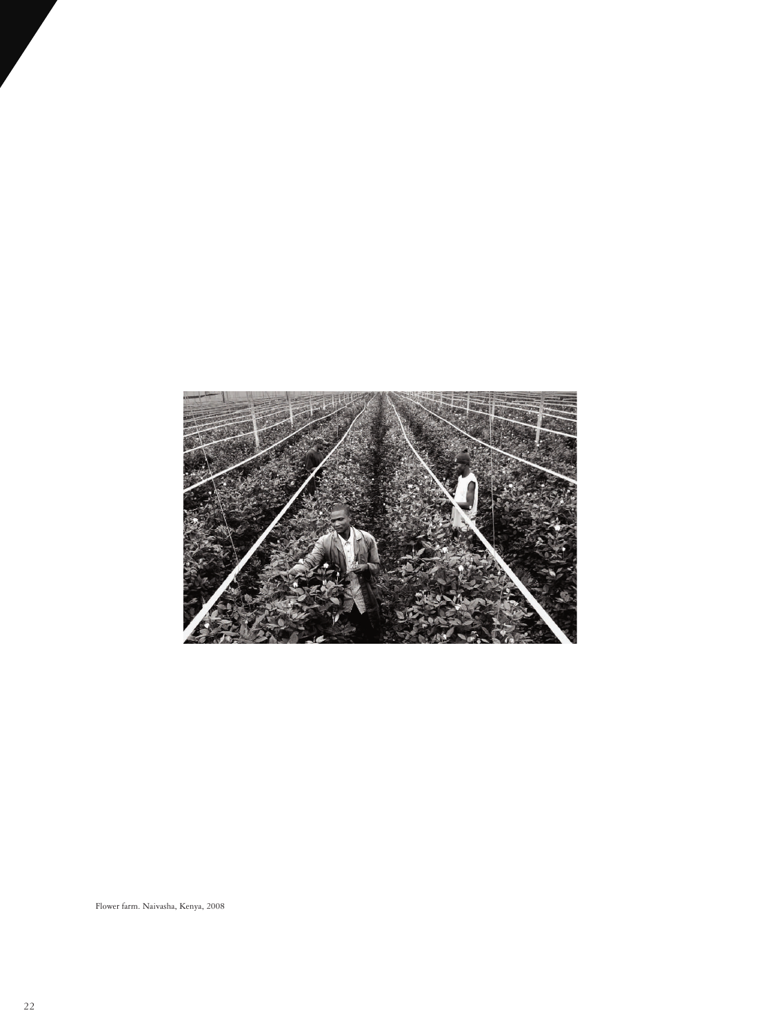Flower farm. Naivasha, Kenya, 2008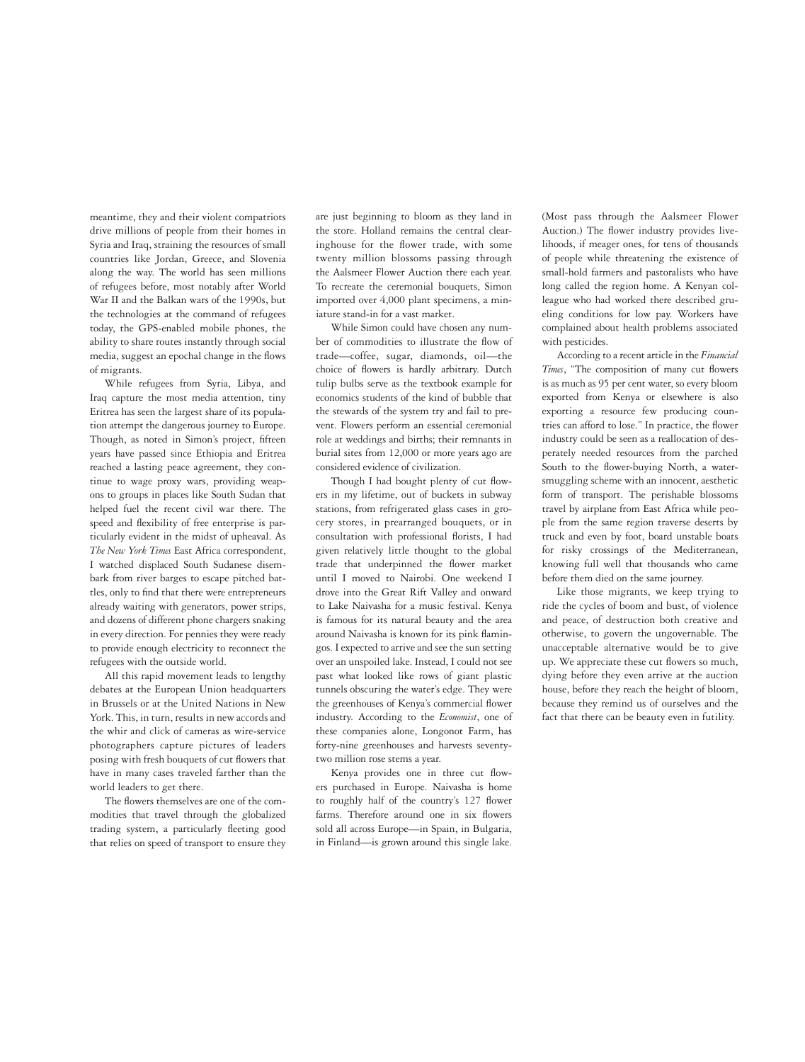meantime, they and their violent compatriots drive millions of people from their homes in Syria and Iraq, straining the resources of small countries like Jordan, Greece, and Slovenia along the way. The world has seen millions of refugees before, most notably after World War II and the Balkan wars of the 1990s, but the technologies at the command of refugees today, the GPS-enabled mobile phones, the ability to share routes instantly through social media, suggest an epochal change in the flows of migrants.

While refugees from Syria, Libya, and Iraq capture the most media attention, tiny Eritrea has seen the largest share of its population attempt the dangerous journey to Europe. Though, as noted in Simon's project, fifteen years have passed since Ethiopia and Eritrea reached a lasting peace agreement, they continue to wage proxy wars, providing weapons to groups in places like South Sudan that helped fuel the recent civil war there. The speed and flexibility of free enterprise is particularly evident in the midst of upheaval. As *The New York Times* East Africa correspondent, I watched displaced South Sudanese disembark from river barges to escape pitched battles, only to find that there were entrepreneurs already waiting with generators, power strips, and dozens of different phone chargers snaking in every direction. For pennies they were ready to provide enough electricity to reconnect the refugees with the outside world.

All this rapid movement leads to lengthy debates at the European Union headquarters in Brussels or at the United Nations in New York. This, in turn, results in new accords and the whir and click of cameras as wire-service photographers capture pictures of leaders posing with fresh bouquets of cut flowers that have in many cases traveled farther than the world leaders to get there.

The flowers themselves are one of the commodities that travel through the globalized trading system, a particularly fleeting good that relies on speed of transport to ensure they are just beginning to bloom as they land in the store. Holland remains the central clearinghouse for the flower trade, with some twenty million blossoms passing through the Aalsmeer Flower Auction there each year. To recreate the ceremonial bouquets, Simon imported over 4,000 plant specimens, a miniature stand-in for a vast market.

While Simon could have chosen any number of commodities to illustrate the flow of trade—coffee, sugar, diamonds, oil—the choice of flowers is hardly arbitrary. Dutch tulip bulbs serve as the textbook example for economics students of the kind of bubble that the stewards of the system try and fail to prevent. Flowers perform an essential ceremonial role at weddings and births; their remnants in burial sites from 12,000 or more years ago are considered evidence of civilization.

Though I had bought plenty of cut flowers in my lifetime, out of buckets in subway stations, from refrigerated glass cases in grocery stores, in prearranged bouquets, or in consultation with professional florists, I had given relatively little thought to the global trade that underpinned the flower market until I moved to Nairobi. One weekend I drove into the Great Rift Valley and onward to Lake Naivasha for a music festival. Kenya is famous for its natural beauty and the area around Naivasha is known for its pink flamingos. I expected to arrive and see the sun setting over an unspoiled lake. Instead, I could not see past what looked like rows of giant plastic tunnels obscuring the water's edge. They were the greenhouses of Kenya's commercial flower industry. According to the *Economist*, one of these companies alone, Longonot Farm, has forty-nine greenhouses and harvests seventy-two million rose stems a year.

Kenya provides one in three cut flowers purchased in Europe. Naivasha is home to roughly half of the country's 127 flower farms. Therefore around one in six flowers sold all across Europe—in Spain, in Bulgaria, in Finland—is grown around this single lake. (Most pass through the Aalsmeer Flower Auction.) The flower industry provides livelihoods, if meager ones, for tens of thousands of people while threatening the existence of small-hold farmers and pastoralists who have long called the region home. A Kenyan colleague who had worked there described grueling conditions for low pay. Workers have complained about health problems associated with pesticides.

According to a recent article in the *Financial Times*, "The composition of many cut flowers is as much as 95 per cent water, so every bloom exported from Kenya or elsewhere is also exporting a resource few producing countries can afford to lose." In practice, the flower industry could be seen as a reallocation of desperately needed resources from the parched South to the flower-buying North, a water-smuggling scheme with an innocent, aesthetic form of transport. The perishable blossoms travel by airplane from East Africa while people from the same region traverse deserts by truck and even by foot, board unstable boats for risky crossings of the Mediterranean, knowing full well that thousands who came before them died on the same journey.

Like those migrants, we keep trying to ride the cycles of boom and bust, of violence and peace, of destruction both creative and otherwise, to govern the ungovernable. The unacceptable alternative would be to give up. We appreciate these cut flowers so much, dying before they even arrive at the auction house, before they reach the height of bloom, because they remind us of ourselves and the fact that there can be beauty even in futility.